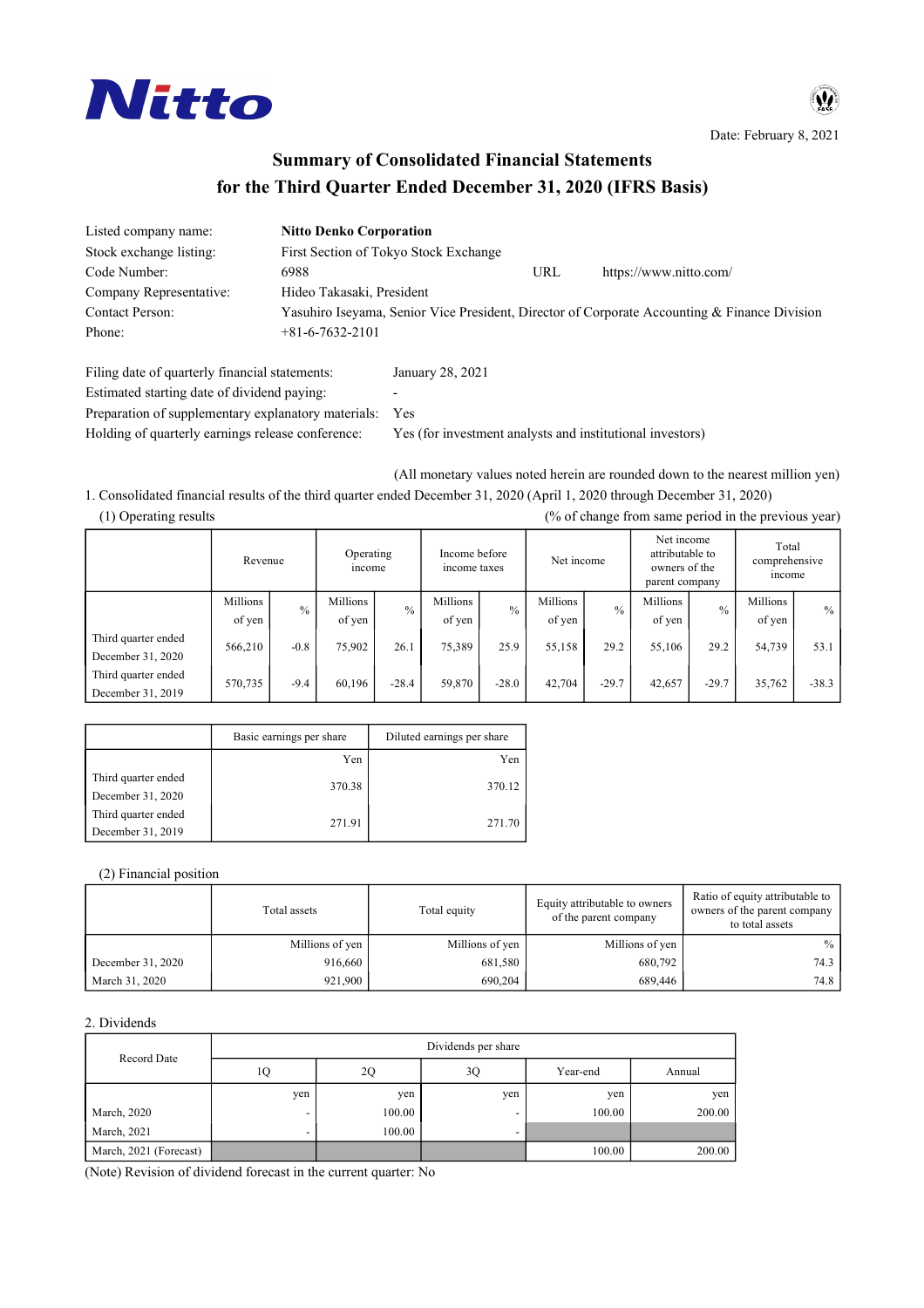Nitto

Date: February 8, 2021

# Summary of Consolidated Financial Statements for the Third Quarter Ended December 31, 2020 (IFRS Basis)

| | | | |
|---|---|---|---|
| Listed company name: | **Nitto Denko Corporation** | | |
| Stock exchange listing: | First Section of Tokyo Stock Exchange | | |
| Code Number: | 6988 | URL | https://www.nitto.com/ |
| Company Representative: | Hideo Takasaki, President | | |
| Contact Person: | Yasuhiro Iseyama, Senior Vice President, Director of Corporate Accounting & Finance Division | | |
| Phone: | +81-6-7632-2101 | | |

| | |
|---|---|
| Filing date of quarterly financial statements: | January 28, 2021 |
| Estimated starting date of dividend paying: | - |
| Preparation of supplementary explanatory materials: | Yes |
| Holding of quarterly earnings release conference: | Yes (for investment analysts and institutional investors) |

(All monetary values noted herein are rounded down to the nearest million yen)

1. Consolidated financial results of the third quarter ended December 31, 2020 (April 1, 2020 through December 31, 2020)

(1) Operating results (% of change from same period in the previous year)

| | Revenue | | Operating income | | Income before income taxes | | Net income | | Net income attributable to owners of the parent company | | Total comprehensive income | |
|---|---|---|---|---|---|---|---|---|---|---|---|---|
| | Millions of yen | % | Millions of yen | % | Millions of yen | % | Millions of yen | % | Millions of yen | % | Millions of yen | % |
| Third quarter ended December 31, 2020 | 566,210 | -0.8 | 75,902 | 26.1 | 75,389 | 25.9 | 55,158 | 29.2 | 55,106 | 29.2 | 54,739 | 53.1 |
| Third quarter ended December 31, 2019 | 570,735 | -9.4 | 60,196 | -28.4 | 59,870 | -28.0 | 42,704 | -29.7 | 42,657 | -29.7 | 35,762 | -38.3 |

| | Basic earnings per share | Diluted earnings per share |
|---|---|---|
| | Yen | Yen |
| Third quarter ended December 31, 2020 | 370.38 | 370.12 |
| Third quarter ended December 31, 2019 | 271.91 | 271.70 |

(2) Financial position

| | Total assets | Total equity | Equity attributable to owners of the parent company | Ratio of equity attributable to owners of the parent company to total assets |
|---|---|---|---|---|
| | Millions of yen | Millions of yen | Millions of yen | % |
| December 31, 2020 | 916,660 | 681,580 | 680,792 | 74.3 |
| March 31, 2020 | 921,900 | 690,204 | 689,446 | 74.8 |

2. Dividends

| Record Date | Dividends per share | | | | |
|---|---|---|---|---|---|
| | 1Q | 2Q | 3Q | Year-end | Annual |
| | yen | yen | yen | yen | yen |
| March, 2020 | - | 100.00 | - | 100.00 | 200.00 |
| March, 2021 | - | 100.00 | - | | |
| March, 2021 (Forecast) | | | | 100.00 | 200.00 |

(Note) Revision of dividend forecast in the current quarter: No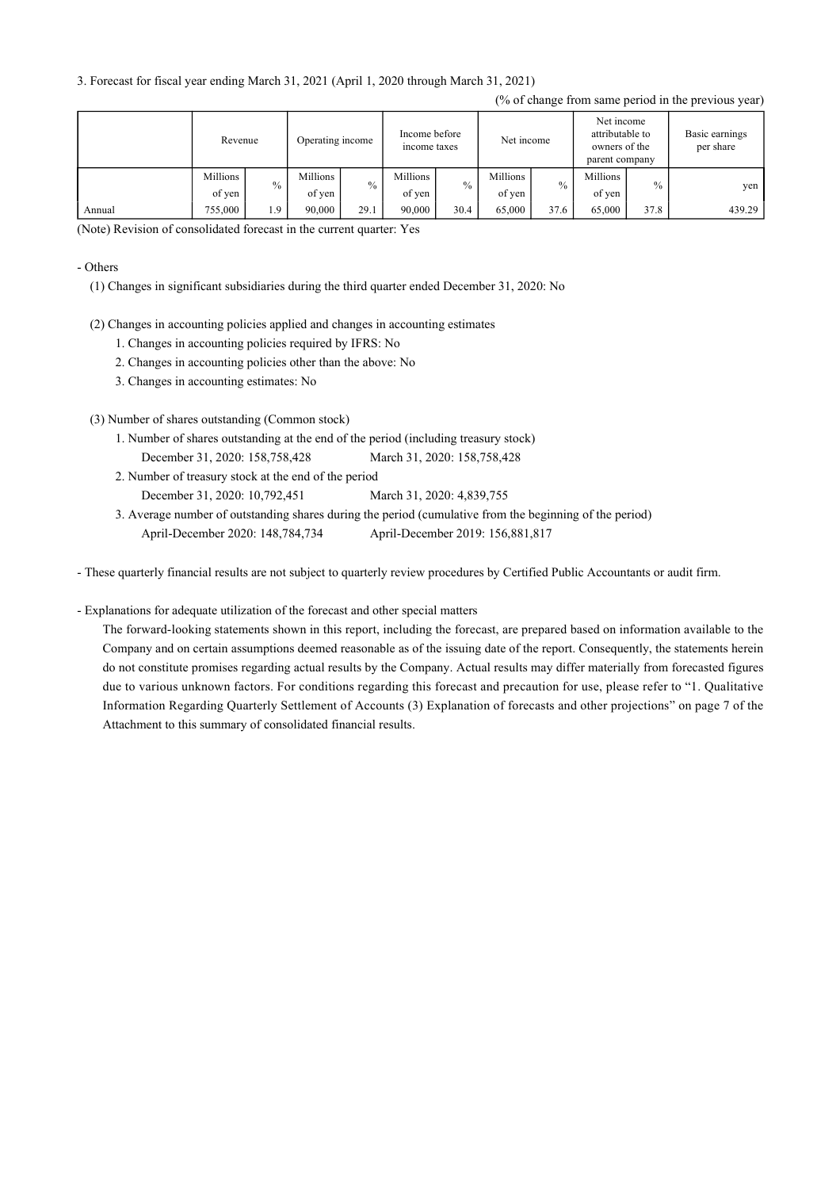3. Forecast for fiscal year ending March 31, 2021 (April 1, 2020 through March 31, 2021)

(% of change from same period in the previous year)

| | Revenue | | Operating income | | Income before income taxes | | Net income | | Net income attributable to owners of the parent company | | Basic earnings per share |
|---|---|---|---|---|---|---|---|---|---|---|---|
| | Millions of yen | % | Millions of yen | % | Millions of yen | % | Millions of yen | % | Millions of yen | % | yen |
| Annual | 755,000 | 1.9 | 90,000 | 29.1 | 90,000 | 30.4 | 65,000 | 37.6 | 65,000 | 37.8 | 439.29 |

(Note) Revision of consolidated forecast in the current quarter: Yes

- Others

(1) Changes in significant subsidiaries during the third quarter ended December 31, 2020: No

(2) Changes in accounting policies applied and changes in accounting estimates

1. Changes in accounting policies required by IFRS: No
2. Changes in accounting policies other than the above: No
3. Changes in accounting estimates: No

(3) Number of shares outstanding (Common stock)

1. Number of shares outstanding at the end of the period (including treasury stock)
   December 31, 2020: 158,758,428 March 31, 2020: 158,758,428
2. Number of treasury stock at the end of the period
   December 31, 2020: 10,792,451 March 31, 2020: 4,839,755
3. Average number of outstanding shares during the period (cumulative from the beginning of the period)
   April-December 2020: 148,784,734 April-December 2019: 156,881,817

- These quarterly financial results are not subject to quarterly review procedures by Certified Public Accountants or audit firm.

- Explanations for adequate utilization of the forecast and other special matters

The forward-looking statements shown in this report, including the forecast, are prepared based on information available to the Company and on certain assumptions deemed reasonable as of the issuing date of the report. Consequently, the statements herein do not constitute promises regarding actual results by the Company. Actual results may differ materially from forecasted figures due to various unknown factors. For conditions regarding this forecast and precaution for use, please refer to "1. Qualitative Information Regarding Quarterly Settlement of Accounts (3) Explanation of forecasts and other projections" on page 7 of the Attachment to this summary of consolidated financial results.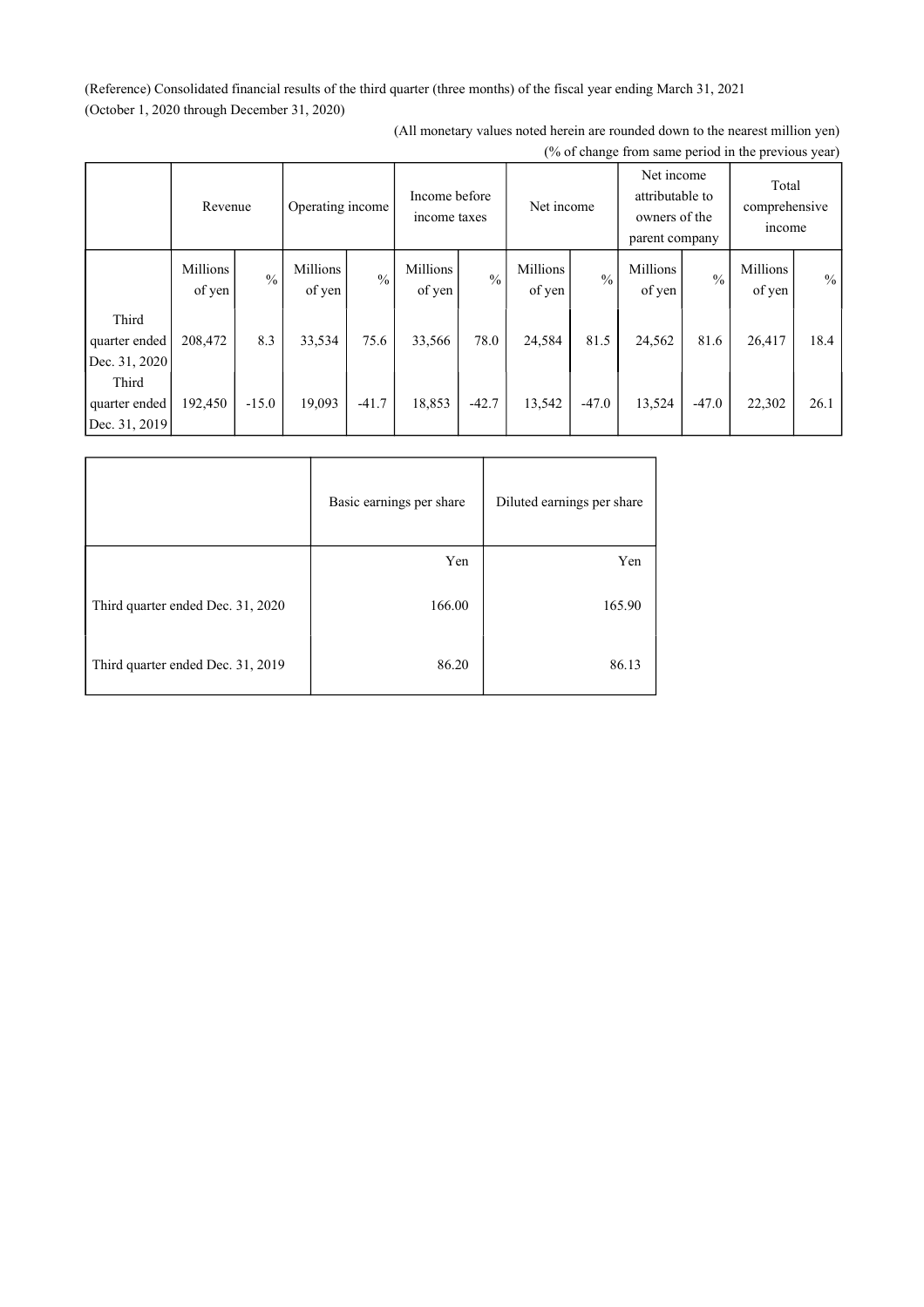(Reference) Consolidated financial results of the third quarter (three months) of the fiscal year ending March 31, 2021
(October 1, 2020 through December 31, 2020)

(All monetary values noted herein are rounded down to the nearest million yen)
(% of change from same period in the previous year)

| | Revenue | | Operating income | | Income before income taxes | | Net income | | Net income attributable to owners of the parent company | | Total comprehensive income | |
|---|---|---|---|---|---|---|---|---|---|---|---|---|
| | Millions of yen | % | Millions of yen | % | Millions of yen | % | Millions of yen | % | Millions of yen | % | Millions of yen | % |
| Third quarter ended Dec. 31, 2020 | 208,472 | 8.3 | 33,534 | 75.6 | 33,566 | 78.0 | 24,584 | 81.5 | 24,562 | 81.6 | 26,417 | 18.4 |
| Third quarter ended Dec. 31, 2019 | 192,450 | -15.0 | 19,093 | -41.7 | 18,853 | -42.7 | 13,542 | -47.0 | 13,524 | -47.0 | 22,302 | 26.1 |

| | Basic earnings per share | Diluted earnings per share |
|---|---|---|
| | Yen | Yen |
| Third quarter ended Dec. 31, 2020 | 166.00 | 165.90 |
| Third quarter ended Dec. 31, 2019 | 86.20 | 86.13 |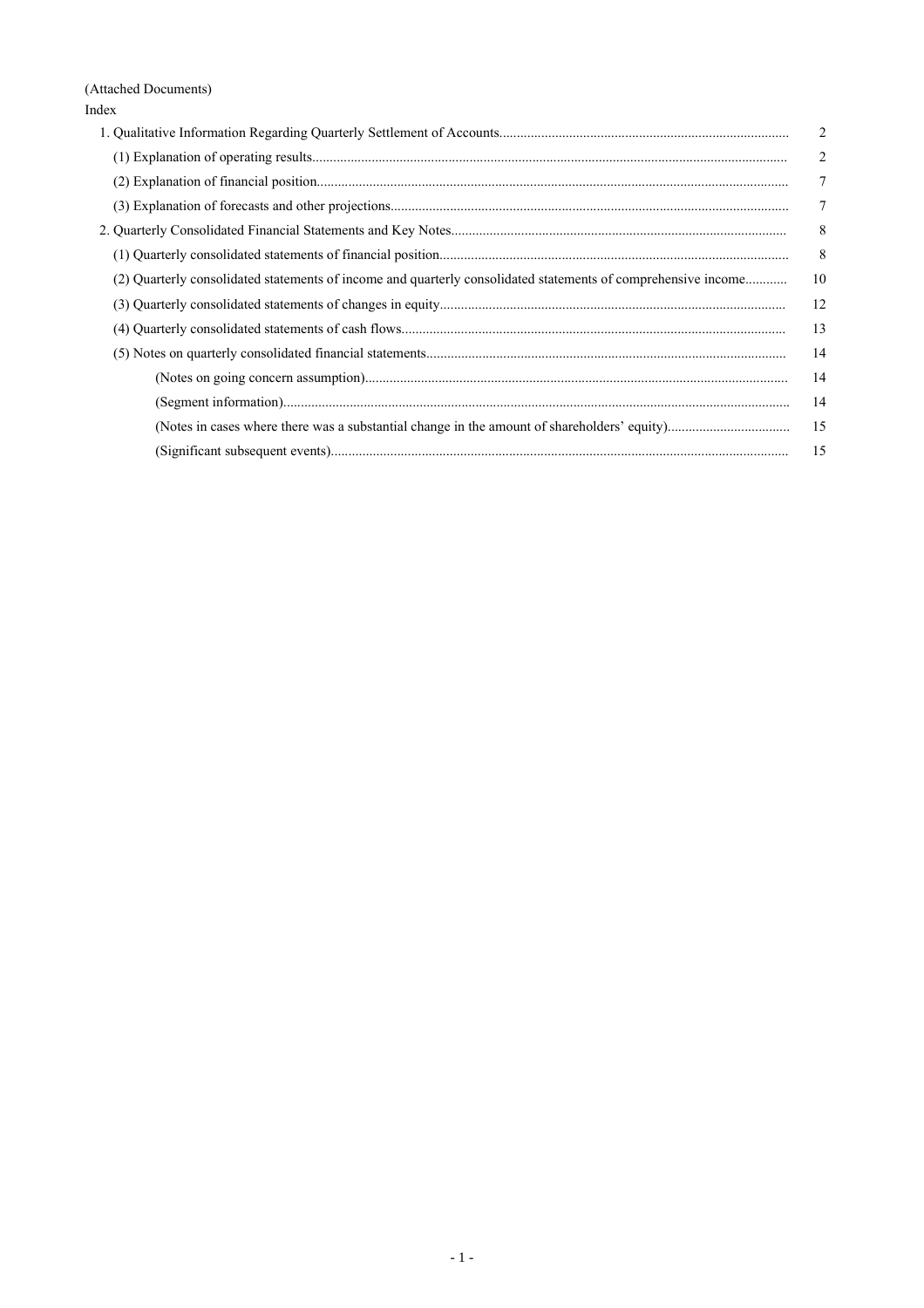(Attached Documents)

Index

| | |
|---|---|
| 1. Qualitative Information Regarding Quarterly Settlement of Accounts | 2 |
| (1) Explanation of operating results | 2 |
| (2) Explanation of financial position | 7 |
| (3) Explanation of forecasts and other projections | 7 |
| 2. Quarterly Consolidated Financial Statements and Key Notes | 8 |
| (1) Quarterly consolidated statements of financial position | 8 |
| (2) Quarterly consolidated statements of income and quarterly consolidated statements of comprehensive income | 10 |
| (3) Quarterly consolidated statements of changes in equity | 12 |
| (4) Quarterly consolidated statements of cash flows | 13 |
| (5) Notes on quarterly consolidated financial statements | 14 |
| (Notes on going concern assumption) | 14 |
| (Segment information) | 14 |
| (Notes in cases where there was a substantial change in the amount of shareholders' equity) | 15 |
| (Significant subsequent events) | 15 |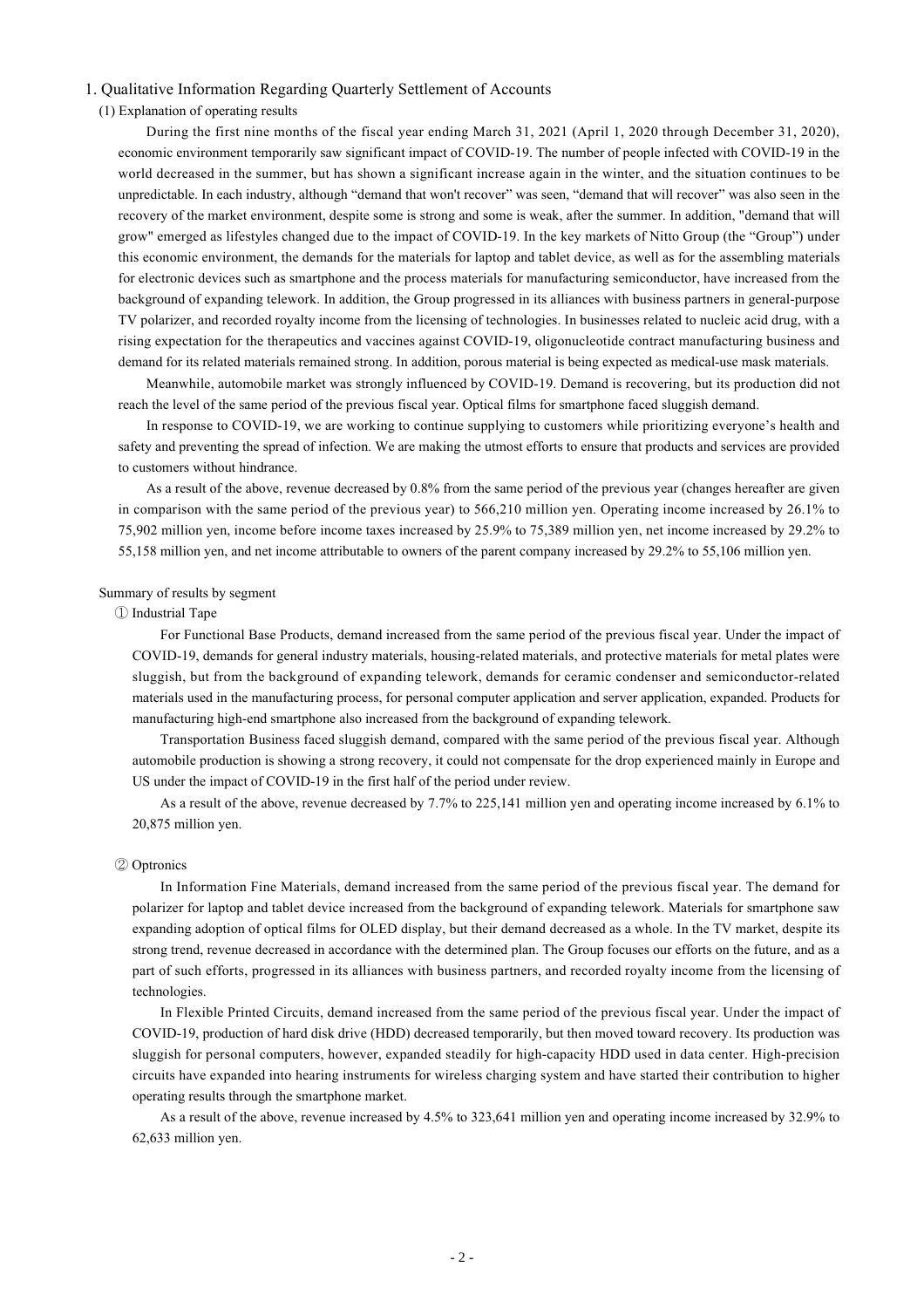## 1. Qualitative Information Regarding Quarterly Settlement of Accounts

### (1) Explanation of operating results

During the first nine months of the fiscal year ending March 31, 2021 (April 1, 2020 through December 31, 2020), economic environment temporarily saw significant impact of COVID-19. The number of people infected with COVID-19 in the world decreased in the summer, but has shown a significant increase again in the winter, and the situation continues to be unpredictable. In each industry, although “demand that won't recover” was seen, “demand that will recover” was also seen in the recovery of the market environment, despite some is strong and some is weak, after the summer. In addition, "demand that will grow" emerged as lifestyles changed due to the impact of COVID-19. In the key markets of Nitto Group (the “Group”) under this economic environment, the demands for the materials for laptop and tablet device, as well as for the assembling materials for electronic devices such as smartphone and the process materials for manufacturing semiconductor, have increased from the background of expanding telework. In addition, the Group progressed in its alliances with business partners in general-purpose TV polarizer, and recorded royalty income from the licensing of technologies. In businesses related to nucleic acid drug, with a rising expectation for the therapeutics and vaccines against COVID-19, oligonucleotide contract manufacturing business and demand for its related materials remained strong. In addition, porous material is being expected as medical-use mask materials.

Meanwhile, automobile market was strongly influenced by COVID-19. Demand is recovering, but its production did not reach the level of the same period of the previous fiscal year. Optical films for smartphone faced sluggish demand.

In response to COVID-19, we are working to continue supplying to customers while prioritizing everyone’s health and safety and preventing the spread of infection. We are making the utmost efforts to ensure that products and services are provided to customers without hindrance.

As a result of the above, revenue decreased by 0.8% from the same period of the previous year (changes hereafter are given in comparison with the same period of the previous year) to 566,210 million yen. Operating income increased by 26.1% to 75,902 million yen, income before income taxes increased by 25.9% to 75,389 million yen, net income increased by 29.2% to 55,158 million yen, and net income attributable to owners of the parent company increased by 29.2% to 55,106 million yen.

Summary of results by segment

① Industrial Tape

For Functional Base Products, demand increased from the same period of the previous fiscal year. Under the impact of COVID-19, demands for general industry materials, housing-related materials, and protective materials for metal plates were sluggish, but from the background of expanding telework, demands for ceramic condenser and semiconductor-related materials used in the manufacturing process, for personal computer application and server application, expanded. Products for manufacturing high-end smartphone also increased from the background of expanding telework.

Transportation Business faced sluggish demand, compared with the same period of the previous fiscal year. Although automobile production is showing a strong recovery, it could not compensate for the drop experienced mainly in Europe and US under the impact of COVID-19 in the first half of the period under review.

As a result of the above, revenue decreased by 7.7% to 225,141 million yen and operating income increased by 6.1% to 20,875 million yen.

② Optronics

In Information Fine Materials, demand increased from the same period of the previous fiscal year. The demand for polarizer for laptop and tablet device increased from the background of expanding telework. Materials for smartphone saw expanding adoption of optical films for OLED display, but their demand decreased as a whole. In the TV market, despite its strong trend, revenue decreased in accordance with the determined plan. The Group focuses our efforts on the future, and as a part of such efforts, progressed in its alliances with business partners, and recorded royalty income from the licensing of technologies.

In Flexible Printed Circuits, demand increased from the same period of the previous fiscal year. Under the impact of COVID-19, production of hard disk drive (HDD) decreased temporarily, but then moved toward recovery. Its production was sluggish for personal computers, however, expanded steadily for high-capacity HDD used in data center. High-precision circuits have expanded into hearing instruments for wireless charging system and have started their contribution to higher operating results through the smartphone market.

As a result of the above, revenue increased by 4.5% to 323,641 million yen and operating income increased by 32.9% to 62,633 million yen.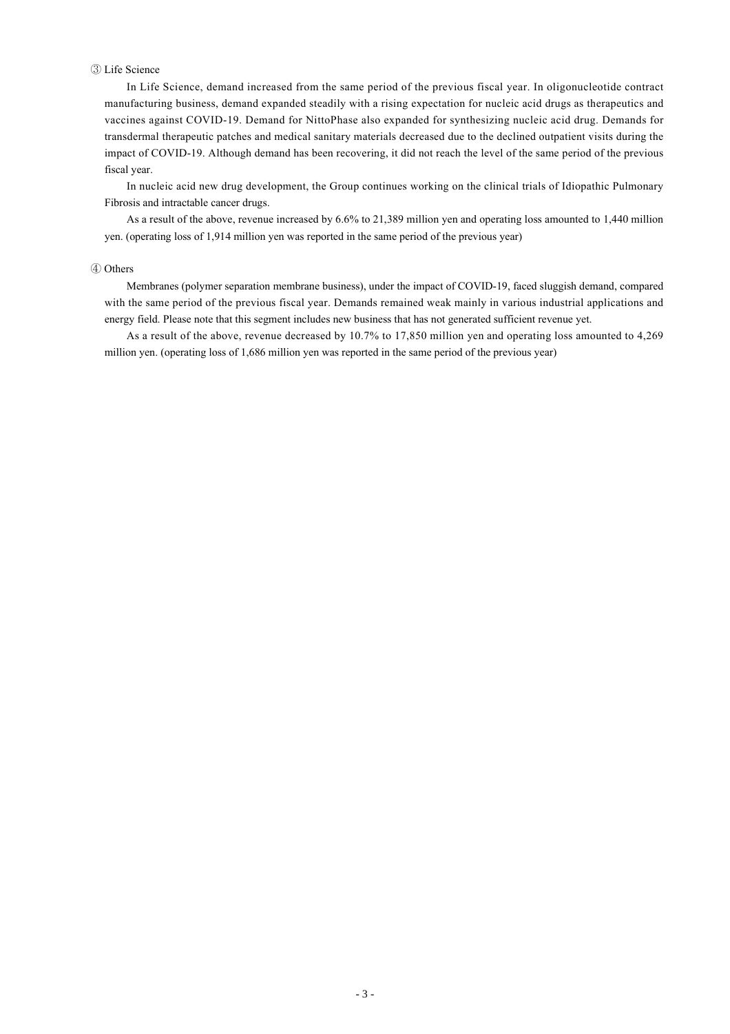③ Life Science

In Life Science, demand increased from the same period of the previous fiscal year. In oligonucleotide contract manufacturing business, demand expanded steadily with a rising expectation for nucleic acid drugs as therapeutics and vaccines against COVID-19. Demand for NittoPhase also expanded for synthesizing nucleic acid drug. Demands for transdermal therapeutic patches and medical sanitary materials decreased due to the declined outpatient visits during the impact of COVID-19. Although demand has been recovering, it did not reach the level of the same period of the previous fiscal year.

In nucleic acid new drug development, the Group continues working on the clinical trials of Idiopathic Pulmonary Fibrosis and intractable cancer drugs.

As a result of the above, revenue increased by 6.6% to 21,389 million yen and operating loss amounted to 1,440 million yen. (operating loss of 1,914 million yen was reported in the same period of the previous year)

④ Others

Membranes (polymer separation membrane business), under the impact of COVID-19, faced sluggish demand, compared with the same period of the previous fiscal year. Demands remained weak mainly in various industrial applications and energy field. Please note that this segment includes new business that has not generated sufficient revenue yet.

As a result of the above, revenue decreased by 10.7% to 17,850 million yen and operating loss amounted to 4,269 million yen. (operating loss of 1,686 million yen was reported in the same period of the previous year)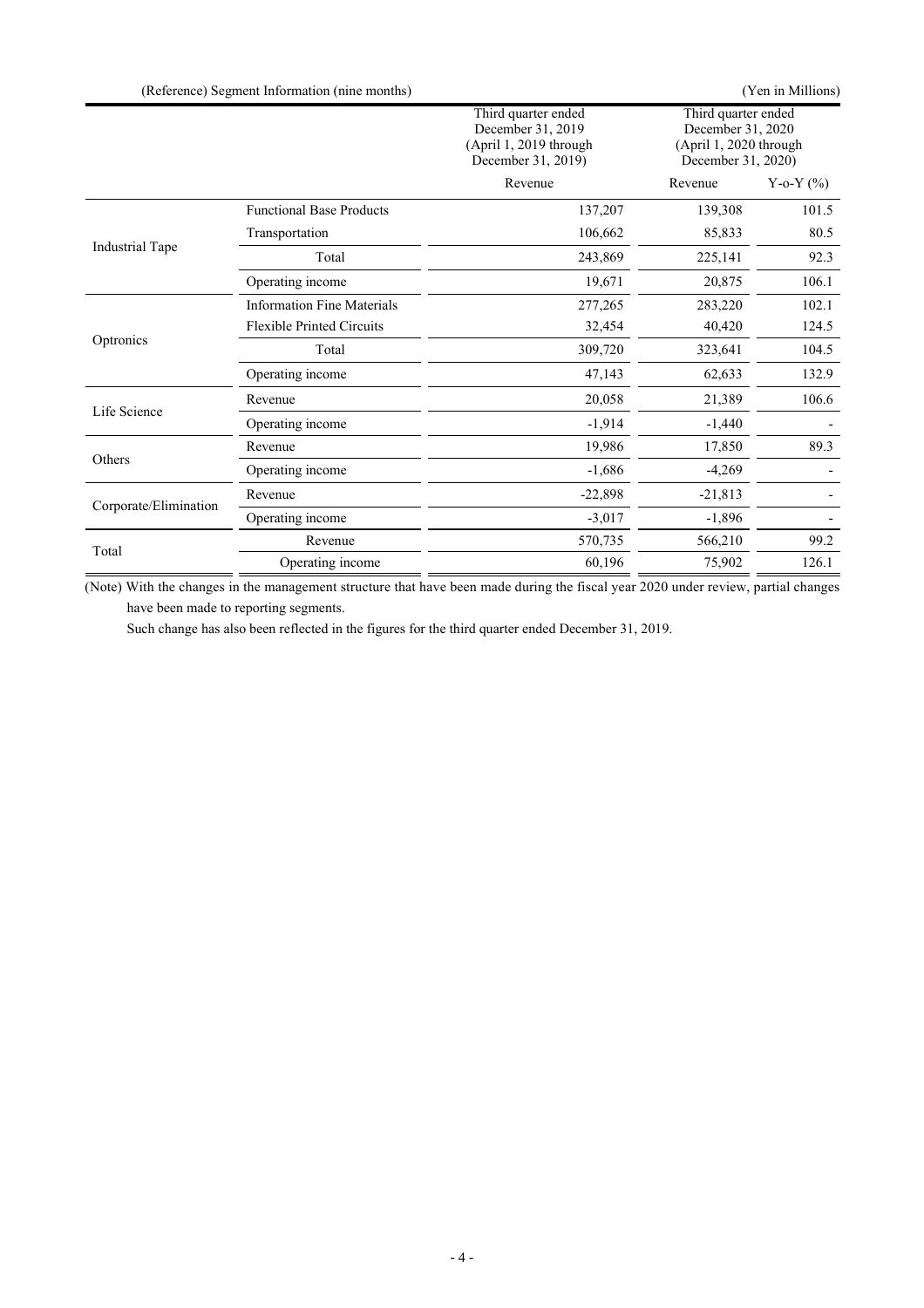(Reference) Segment Information (nine months)

(Yen in Millions)

| | | Third quarter ended December 31, 2019 (April 1, 2019 through December 31, 2019) | Third quarter ended December 31, 2020 (April 1, 2020 through December 31, 2020) | |
|---|---|---|---|---|
| | | Revenue | Revenue | Y-o-Y (%) |
| Industrial Tape | Functional Base Products | 137,207 | 139,308 | 101.5 |
| | Transportation | 106,662 | 85,833 | 80.5 |
| | Total | 243,869 | 225,141 | 92.3 |
| | Operating income | 19,671 | 20,875 | 106.1 |
| Optronics | Information Fine Materials | 277,265 | 283,220 | 102.1 |
| | Flexible Printed Circuits | 32,454 | 40,420 | 124.5 |
| | Total | 309,720 | 323,641 | 104.5 |
| | Operating income | 47,143 | 62,633 | 132.9 |
| Life Science | Revenue | 20,058 | 21,389 | 106.6 |
| | Operating income | -1,914 | -1,440 | - |
| Others | Revenue | 19,986 | 17,850 | 89.3 |
| | Operating income | -1,686 | -4,269 | - |
| Corporate/Elimination | Revenue | -22,898 | -21,813 | - |
| | Operating income | -3,017 | -1,896 | - |
| Total | Revenue | 570,735 | 566,210 | 99.2 |
| | Operating income | 60,196 | 75,902 | 126.1 |

(Note) With the changes in the management structure that have been made during the fiscal year 2020 under review, partial changes have been made to reporting segments.

Such change has also been reflected in the figures for the third quarter ended December 31, 2019.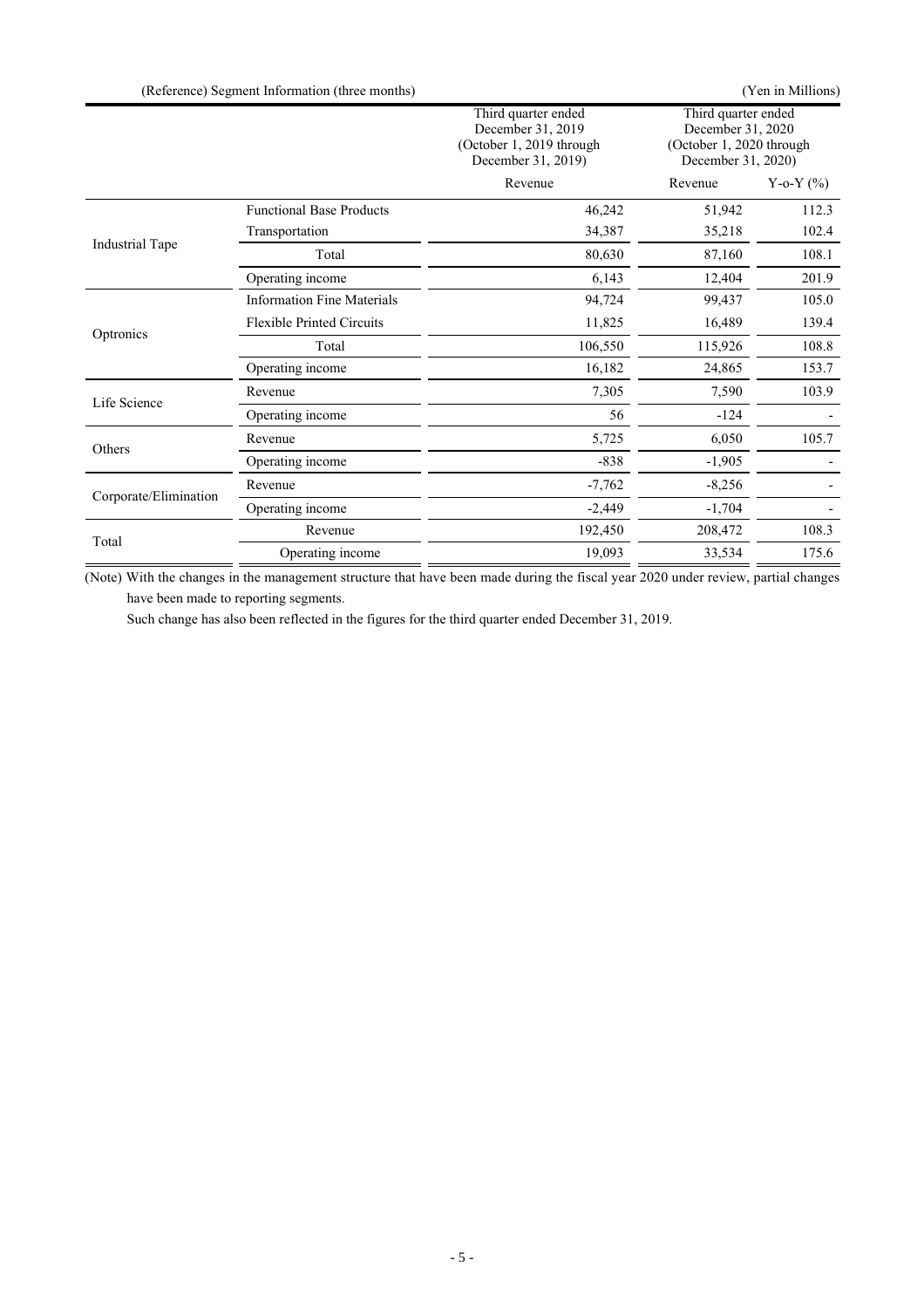(Reference) Segment Information (three months) (Yen in Millions)

| | | Third quarter ended December 31, 2019 (October 1, 2019 through December 31, 2019) | Third quarter ended December 31, 2020 (October 1, 2020 through December 31, 2020) | |
|---|---|---|---|---|
| | | Revenue | Revenue | Y-o-Y (%) |
| Industrial Tape | Functional Base Products | 46,242 | 51,942 | 112.3 |
| | Transportation | 34,387 | 35,218 | 102.4 |
| | Total | 80,630 | 87,160 | 108.1 |
| | Operating income | 6,143 | 12,404 | 201.9 |
| Optronics | Information Fine Materials | 94,724 | 99,437 | 105.0 |
| | Flexible Printed Circuits | 11,825 | 16,489 | 139.4 |
| | Total | 106,550 | 115,926 | 108.8 |
| | Operating income | 16,182 | 24,865 | 153.7 |
| Life Science | Revenue | 7,305 | 7,590 | 103.9 |
| | Operating income | 56 | -124 | - |
| Others | Revenue | 5,725 | 6,050 | 105.7 |
| | Operating income | -838 | -1,905 | - |
| Corporate/Elimination | Revenue | -7,762 | -8,256 | - |
| | Operating income | -2,449 | -1,704 | - |
| Total | Revenue | 192,450 | 208,472 | 108.3 |
| | Operating income | 19,093 | 33,534 | 175.6 |

(Note) With the changes in the management structure that have been made during the fiscal year 2020 under review, partial changes have been made to reporting segments.

Such change has also been reflected in the figures for the third quarter ended December 31, 2019.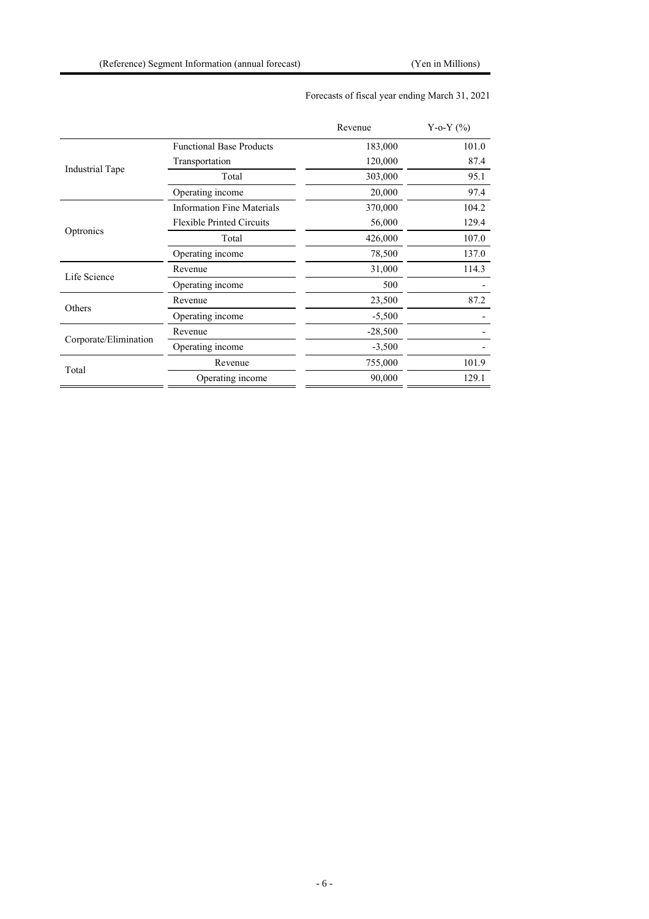(Reference) Segment Information (annual forecast)

(Yen in Millions)

| | | Forecasts of fiscal year ending March 31, 2021 | |
|---|---|---|---|
| | | Revenue | Y-o-Y (%) |
| Industrial Tape | Functional Base Products | 183,000 | 101.0 |
| | Transportation | 120,000 | 87.4 |
| | Total | 303,000 | 95.1 |
| | Operating income | 20,000 | 97.4 |
| Optronics | Information Fine Materials | 370,000 | 104.2 |
| | Flexible Printed Circuits | 56,000 | 129.4 |
| | Total | 426,000 | 107.0 |
| | Operating income | 78,500 | 137.0 |
| Life Science | Revenue | 31,000 | 114.3 |
| | Operating income | 500 | - |
| Others | Revenue | 23,500 | 87.2 |
| | Operating income | -5,500 | - |
| Corporate/Elimination | Revenue | -28,500 | - |
| | Operating income | -3,500 | - |
| Total | Revenue | 755,000 | 101.9 |
| | Operating income | 90,000 | 129.1 |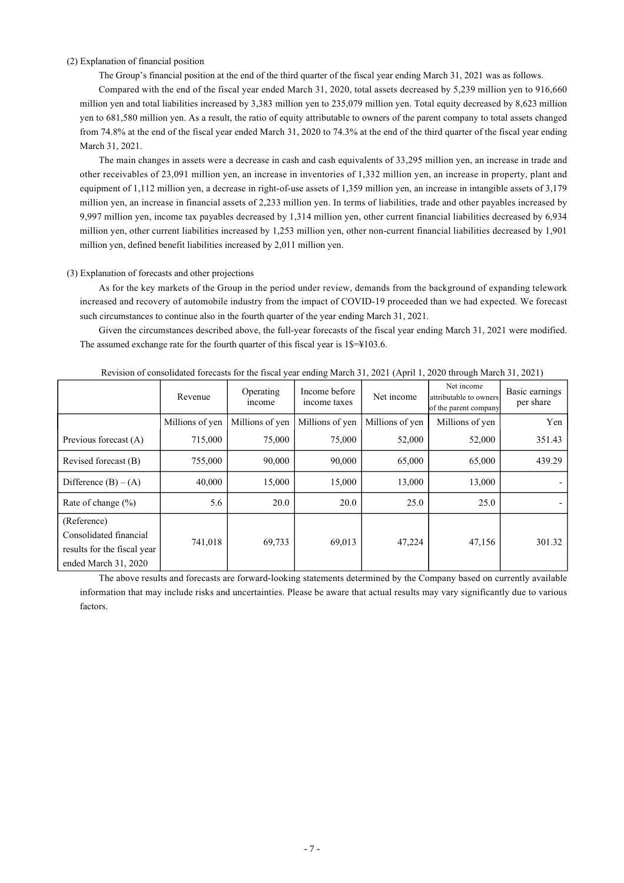(2) Explanation of financial position

The Group's financial position at the end of the third quarter of the fiscal year ending March 31, 2021 was as follows.

Compared with the end of the fiscal year ended March 31, 2020, total assets decreased by 5,239 million yen to 916,660 million yen and total liabilities increased by 3,383 million yen to 235,079 million yen. Total equity decreased by 8,623 million yen to 681,580 million yen. As a result, the ratio of equity attributable to owners of the parent company to total assets changed from 74.8% at the end of the fiscal year ended March 31, 2020 to 74.3% at the end of the third quarter of the fiscal year ending March 31, 2021.

The main changes in assets were a decrease in cash and cash equivalents of 33,295 million yen, an increase in trade and other receivables of 23,091 million yen, an increase in inventories of 1,332 million yen, an increase in property, plant and equipment of 1,112 million yen, a decrease in right-of-use assets of 1,359 million yen, an increase in intangible assets of 3,179 million yen, an increase in financial assets of 2,233 million yen. In terms of liabilities, trade and other payables increased by 9,997 million yen, income tax payables decreased by 1,314 million yen, other current financial liabilities decreased by 6,934 million yen, other current liabilities increased by 1,253 million yen, other non-current financial liabilities decreased by 1,901 million yen, defined benefit liabilities increased by 2,011 million yen.

(3) Explanation of forecasts and other projections

As for the key markets of the Group in the period under review, demands from the background of expanding telework increased and recovery of automobile industry from the impact of COVID-19 proceeded than we had expected. We forecast such circumstances to continue also in the fourth quarter of the year ending March 31, 2021.

Given the circumstances described above, the full-year forecasts of the fiscal year ending March 31, 2021 were modified. The assumed exchange rate for the fourth quarter of this fiscal year is 1$=¥103.6.

Revision of consolidated forecasts for the fiscal year ending March 31, 2021 (April 1, 2020 through March 31, 2021)

| | Revenue | Operating income | Income before income taxes | Net income | Net income attributable to owners of the parent company | Basic earnings per share |
|---|---|---|---|---|---|---|
| | Millions of yen | Millions of yen | Millions of yen | Millions of yen | Millions of yen | Yen |
| Previous forecast (A) | 715,000 | 75,000 | 75,000 | 52,000 | 52,000 | 351.43 |
| Revised forecast (B) | 755,000 | 90,000 | 90,000 | 65,000 | 65,000 | 439.29 |
| Difference (B) – (A) | 40,000 | 15,000 | 15,000 | 13,000 | 13,000 | - |
| Rate of change (%) | 5.6 | 20.0 | 20.0 | 25.0 | 25.0 | - |
| (Reference) Consolidated financial results for the fiscal year ended March 31, 2020 | 741,018 | 69,733 | 69,013 | 47,224 | 47,156 | 301.32 |

The above results and forecasts are forward-looking statements determined by the Company based on currently available information that may include risks and uncertainties. Please be aware that actual results may vary significantly due to various factors.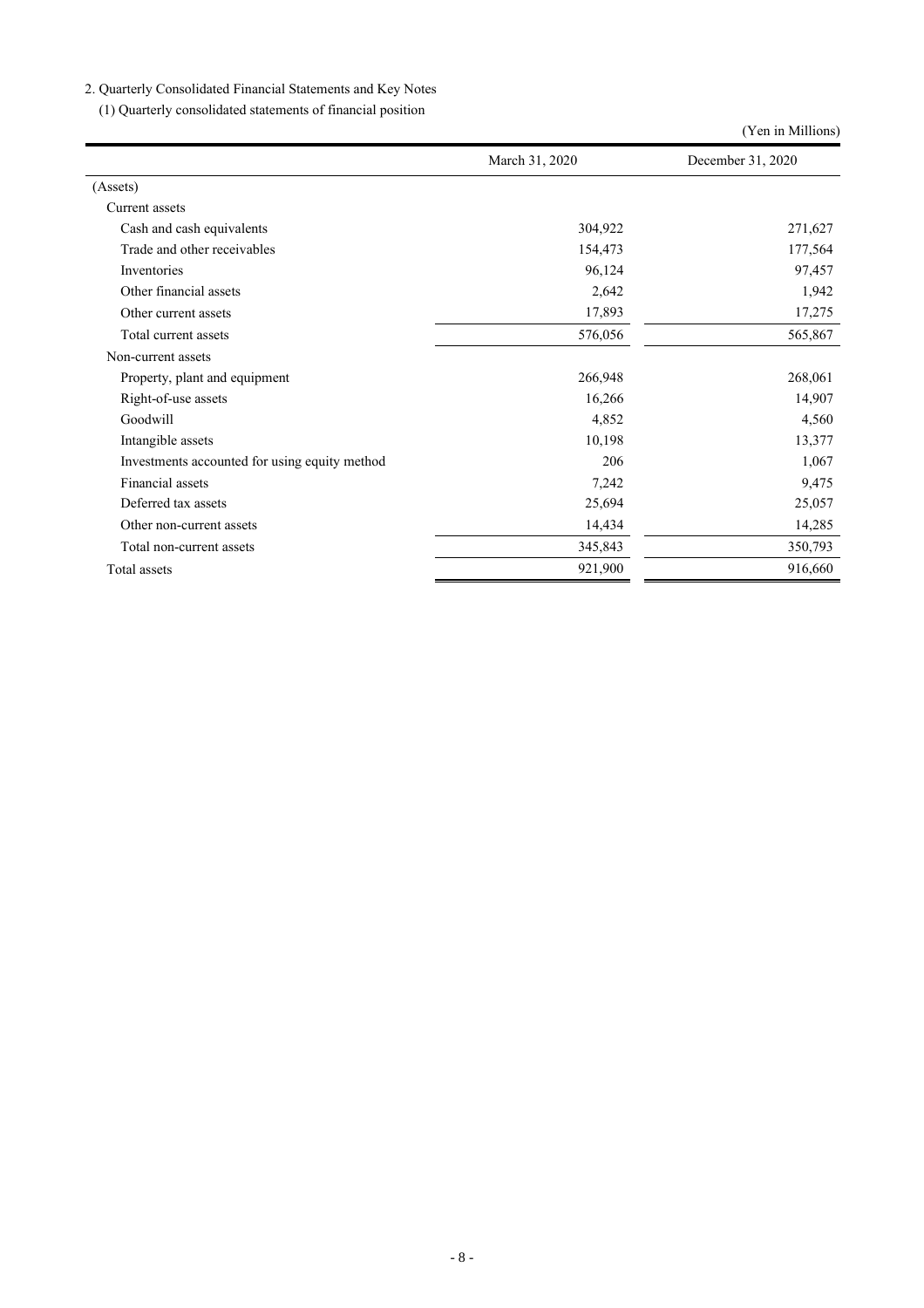2. Quarterly Consolidated Financial Statements and Key Notes

(1) Quarterly consolidated statements of financial position

(Yen in Millions)

| | March 31, 2020 | December 31, 2020 |
|---|---|---|
| (Assets) | | |
| Current assets | | |
| Cash and cash equivalents | 304,922 | 271,627 |
| Trade and other receivables | 154,473 | 177,564 |
| Inventories | 96,124 | 97,457 |
| Other financial assets | 2,642 | 1,942 |
| Other current assets | 17,893 | 17,275 |
| Total current assets | 576,056 | 565,867 |
| Non-current assets | | |
| Property, plant and equipment | 266,948 | 268,061 |
| Right-of-use assets | 16,266 | 14,907 |
| Goodwill | 4,852 | 4,560 |
| Intangible assets | 10,198 | 13,377 |
| Investments accounted for using equity method | 206 | 1,067 |
| Financial assets | 7,242 | 9,475 |
| Deferred tax assets | 25,694 | 25,057 |
| Other non-current assets | 14,434 | 14,285 |
| Total non-current assets | 345,843 | 350,793 |
| Total assets | 921,900 | 916,660 |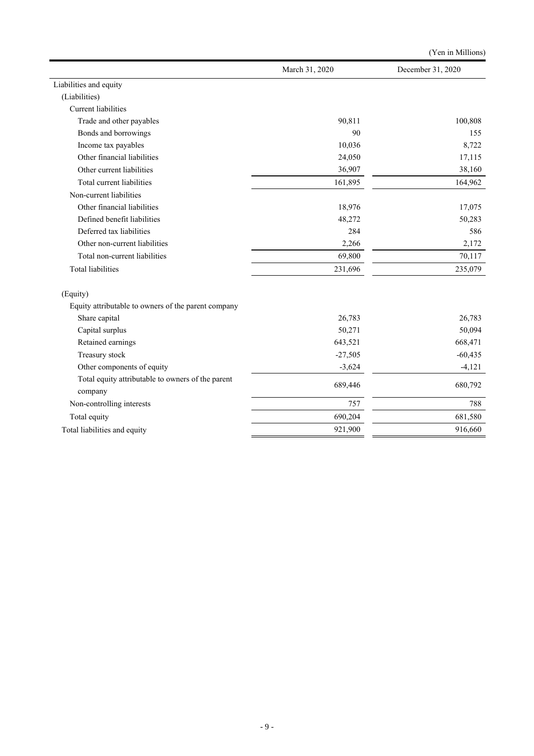(Yen in Millions)

| | March 31, 2020 | December 31, 2020 |
|---|---|---|
| Liabilities and equity | | |
| (Liabilities) | | |
| Current liabilities | | |
| Trade and other payables | 90,811 | 100,808 |
| Bonds and borrowings | 90 | 155 |
| Income tax payables | 10,036 | 8,722 |
| Other financial liabilities | 24,050 | 17,115 |
| Other current liabilities | 36,907 | 38,160 |
| Total current liabilities | 161,895 | 164,962 |
| Non-current liabilities | | |
| Other financial liabilities | 18,976 | 17,075 |
| Defined benefit liabilities | 48,272 | 50,283 |
| Deferred tax liabilities | 284 | 586 |
| Other non-current liabilities | 2,266 | 2,172 |
| Total non-current liabilities | 69,800 | 70,117 |
| Total liabilities | 231,696 | 235,079 |
| (Equity) | | |
| Equity attributable to owners of the parent company | | |
| Share capital | 26,783 | 26,783 |
| Capital surplus | 50,271 | 50,094 |
| Retained earnings | 643,521 | 668,471 |
| Treasury stock | -27,505 | -60,435 |
| Other components of equity | -3,624 | -4,121 |
| Total equity attributable to owners of the parent company | 689,446 | 680,792 |
| Non-controlling interests | 757 | 788 |
| Total equity | 690,204 | 681,580 |
| Total liabilities and equity | 921,900 | 916,660 |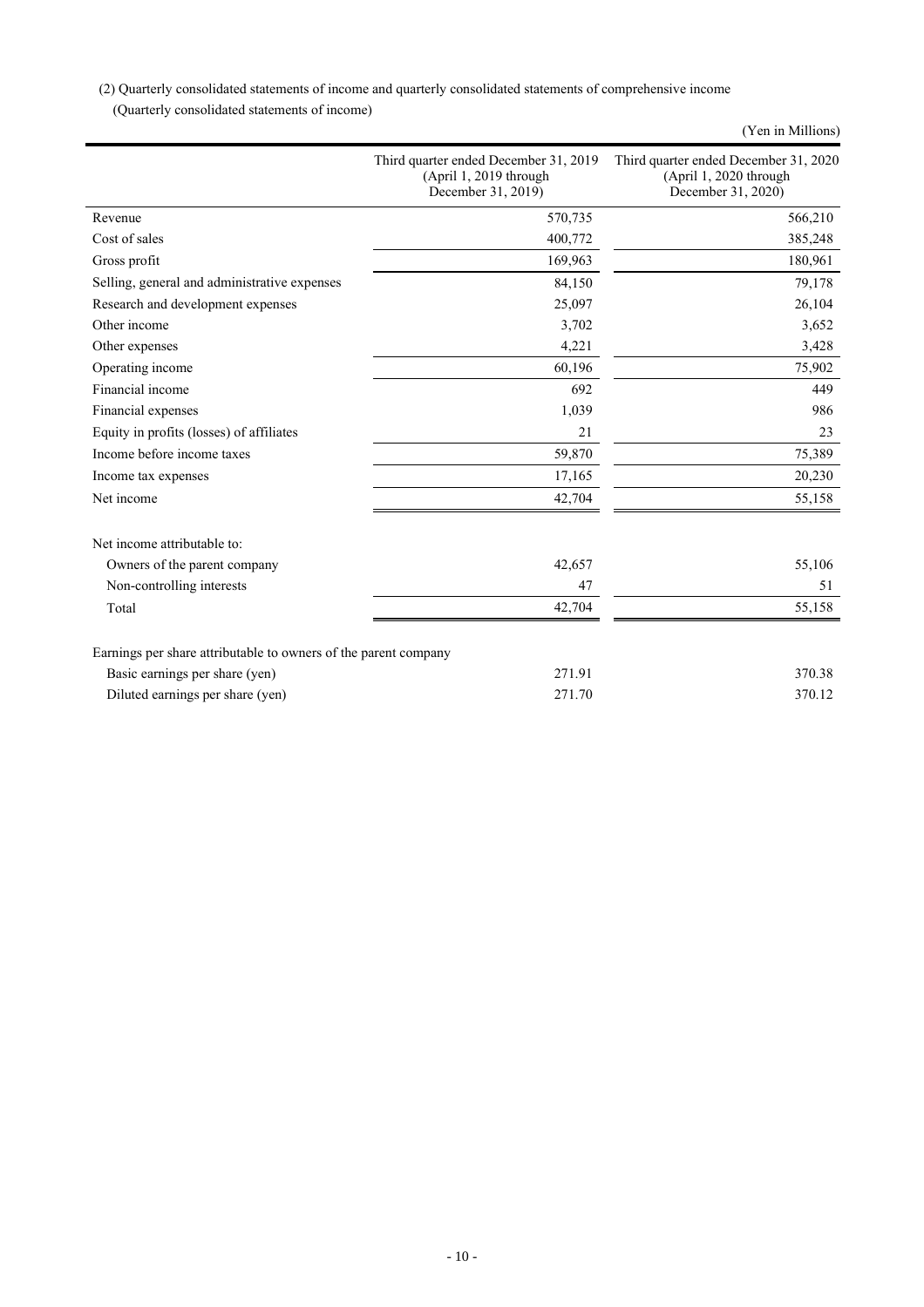(2) Quarterly consolidated statements of income and quarterly consolidated statements of comprehensive income

(Quarterly consolidated statements of income)

(Yen in Millions)

| | Third quarter ended December 31, 2019 (April 1, 2019 through December 31, 2019) | Third quarter ended December 31, 2020 (April 1, 2020 through December 31, 2020) |
|---|---|---|
| Revenue | 570,735 | 566,210 |
| Cost of sales | 400,772 | 385,248 |
| Gross profit | 169,963 | 180,961 |
| Selling, general and administrative expenses | 84,150 | 79,178 |
| Research and development expenses | 25,097 | 26,104 |
| Other income | 3,702 | 3,652 |
| Other expenses | 4,221 | 3,428 |
| Operating income | 60,196 | 75,902 |
| Financial income | 692 | 449 |
| Financial expenses | 1,039 | 986 |
| Equity in profits (losses) of affiliates | 21 | 23 |
| Income before income taxes | 59,870 | 75,389 |
| Income tax expenses | 17,165 | 20,230 |
| Net income | 42,704 | 55,158 |
| | | |
| Net income attributable to: | | |
| Owners of the parent company | 42,657 | 55,106 |
| Non-controlling interests | 47 | 51 |
| Total | 42,704 | 55,158 |
| | | |
| Earnings per share attributable to owners of the parent company | | |
| Basic earnings per share (yen) | 271.91 | 370.38 |
| Diluted earnings per share (yen) | 271.70 | 370.12 |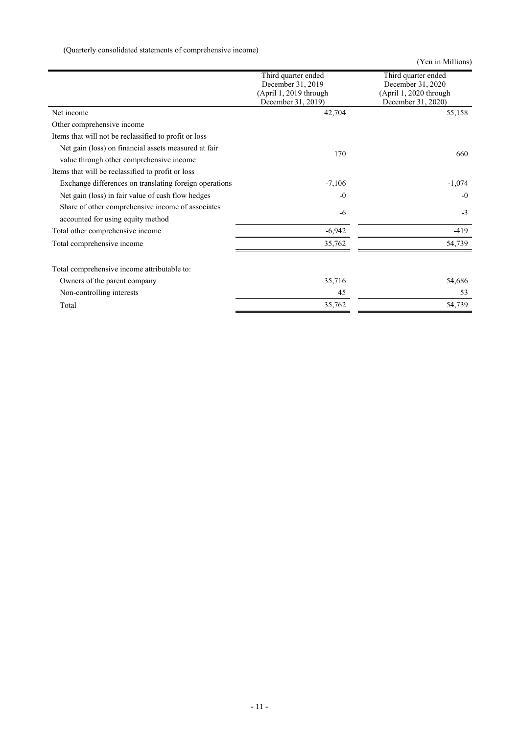(Quarterly consolidated statements of comprehensive income)

(Yen in Millions)

| | Third quarter ended December 31, 2019 (April 1, 2019 through December 31, 2019) | Third quarter ended December 31, 2020 (April 1, 2020 through December 31, 2020) |
|---|---|---|
| Net income | 42,704 | 55,158 |
| Other comprehensive income | | |
| Items that will not be reclassified to profit or loss | | |
| Net gain (loss) on financial assets measured at fair value through other comprehensive income | 170 | 660 |
| Items that will be reclassified to profit or loss | | |
| Exchange differences on translating foreign operations | -7,106 | -1,074 |
| Net gain (loss) in fair value of cash flow hedges | -0 | -0 |
| Share of other comprehensive income of associates accounted for using equity method | -6 | -3 |
| Total other comprehensive income | -6,942 | -419 |
| Total comprehensive income | 35,762 | 54,739 |
| | | |
| Total comprehensive income attributable to: | | |
| Owners of the parent company | 35,716 | 54,686 |
| Non-controlling interests | 45 | 53 |
| Total | 35,762 | 54,739 |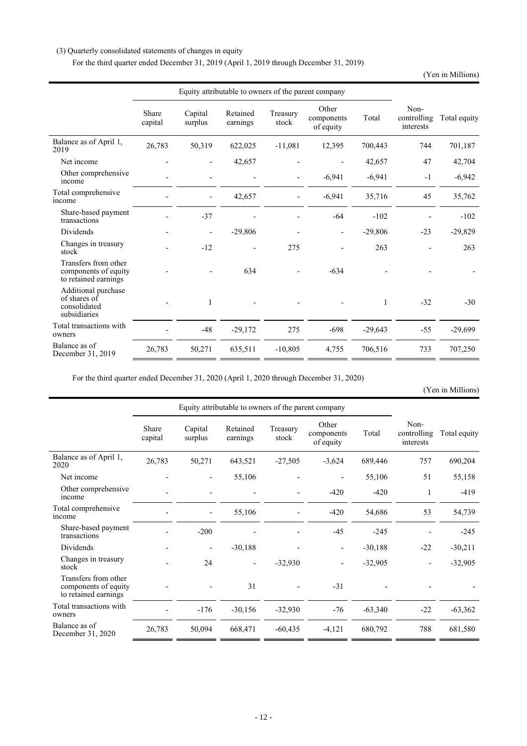(3) Quarterly consolidated statements of changes in equity

For the third quarter ended December 31, 2019 (April 1, 2019 through December 31, 2019)

(Yen in Millions)

| | Equity attributable to owners of the parent company | | | | | | | |
|---|---|---|---|---|---|---|---|---|
| | Share capital | Capital surplus | Retained earnings | Treasury stock | Other components of equity | Total | Non-controlling interests | Total equity |
| Balance as of April 1, 2019 | 26,783 | 50,319 | 622,025 | -11,081 | 12,395 | 700,443 | 744 | 701,187 |
| Net income | - | - | 42,657 | - | - | 42,657 | 47 | 42,704 |
| Other comprehensive income | - | - | - | - | -6,941 | -6,941 | -1 | -6,942 |
| Total comprehensive income | - | - | 42,657 | - | -6,941 | 35,716 | 45 | 35,762 |
| Share-based payment transactions | - | -37 | - | - | -64 | -102 | - | -102 |
| Dividends | - | - | -29,806 | - | - | -29,806 | -23 | -29,829 |
| Changes in treasury stock | - | -12 | - | 275 | - | 263 | - | 263 |
| Transfers from other components of equity to retained earnings | - | - | 634 | - | -634 | - | - | - |
| Additional purchase of shares of consolidated subsidiaries | - | 1 | - | - | - | 1 | -32 | -30 |
| Total transactions with owners | - | -48 | -29,172 | 275 | -698 | -29,643 | -55 | -29,699 |
| Balance as of December 31, 2019 | 26,783 | 50,271 | 635,511 | -10,805 | 4,755 | 706,516 | 733 | 707,250 |

For the third quarter ended December 31, 2020 (April 1, 2020 through December 31, 2020)

(Yen in Millions)

| | Equity attributable to owners of the parent company | | | | | | | |
|---|---|---|---|---|---|---|---|---|
| | Share capital | Capital surplus | Retained earnings | Treasury stock | Other components of equity | Total | Non-controlling interests | Total equity |
| Balance as of April 1, 2020 | 26,783 | 50,271 | 643,521 | -27,505 | -3,624 | 689,446 | 757 | 690,204 |
| Net income | - | - | 55,106 | - | - | 55,106 | 51 | 55,158 |
| Other comprehensive income | - | - | - | - | -420 | -420 | 1 | -419 |
| Total comprehensive income | - | - | 55,106 | - | -420 | 54,686 | 53 | 54,739 |
| Share-based payment transactions | - | -200 | - | - | -45 | -245 | - | -245 |
| Dividends | - | - | -30,188 | - | - | -30,188 | -22 | -30,211 |
| Changes in treasury stock | - | 24 | - | -32,930 | - | -32,905 | - | -32,905 |
| Transfers from other components of equity to retained earnings | - | - | 31 | - | -31 | - | - | - |
| Total transactions with owners | - | -176 | -30,156 | -32,930 | -76 | -63,340 | -22 | -63,362 |
| Balance as of December 31, 2020 | 26,783 | 50,094 | 668,471 | -60,435 | -4,121 | 680,792 | 788 | 681,580 |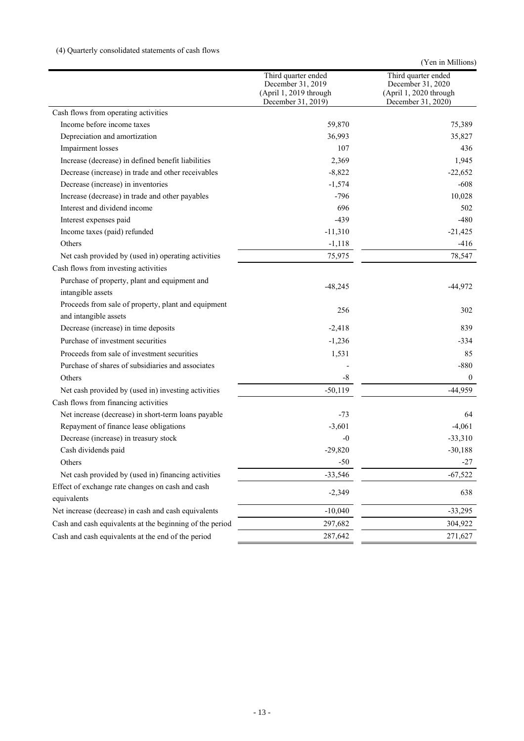(4) Quarterly consolidated statements of cash flows

(Yen in Millions)

| | Third quarter ended December 31, 2019 (April 1, 2019 through December 31, 2019) | Third quarter ended December 31, 2020 (April 1, 2020 through December 31, 2020) |
|---|---|---|
| Cash flows from operating activities | | |
| Income before income taxes | 59,870 | 75,389 |
| Depreciation and amortization | 36,993 | 35,827 |
| Impairment losses | 107 | 436 |
| Increase (decrease) in defined benefit liabilities | 2,369 | 1,945 |
| Decrease (increase) in trade and other receivables | -8,822 | -22,652 |
| Decrease (increase) in inventories | -1,574 | -608 |
| Increase (decrease) in trade and other payables | -796 | 10,028 |
| Interest and dividend income | 696 | 502 |
| Interest expenses paid | -439 | -480 |
| Income taxes (paid) refunded | -11,310 | -21,425 |
| Others | -1,118 | -416 |
| Net cash provided by (used in) operating activities | 75,975 | 78,547 |
| Cash flows from investing activities | | |
| Purchase of property, plant and equipment and intangible assets | -48,245 | -44,972 |
| Proceeds from sale of property, plant and equipment and intangible assets | 256 | 302 |
| Decrease (increase) in time deposits | -2,418 | 839 |
| Purchase of investment securities | -1,236 | -334 |
| Proceeds from sale of investment securities | 1,531 | 85 |
| Purchase of shares of subsidiaries and associates | - | -880 |
| Others | -8 | 0 |
| Net cash provided by (used in) investing activities | -50,119 | -44,959 |
| Cash flows from financing activities | | |
| Net increase (decrease) in short-term loans payable | -73 | 64 |
| Repayment of finance lease obligations | -3,601 | -4,061 |
| Decrease (increase) in treasury stock | -0 | -33,310 |
| Cash dividends paid | -29,820 | -30,188 |
| Others | -50 | -27 |
| Net cash provided by (used in) financing activities | -33,546 | -67,522 |
| Effect of exchange rate changes on cash and cash equivalents | -2,349 | 638 |
| Net increase (decrease) in cash and cash equivalents | -10,040 | -33,295 |
| Cash and cash equivalents at the beginning of the period | 297,682 | 304,922 |
| Cash and cash equivalents at the end of the period | 287,642 | 271,627 |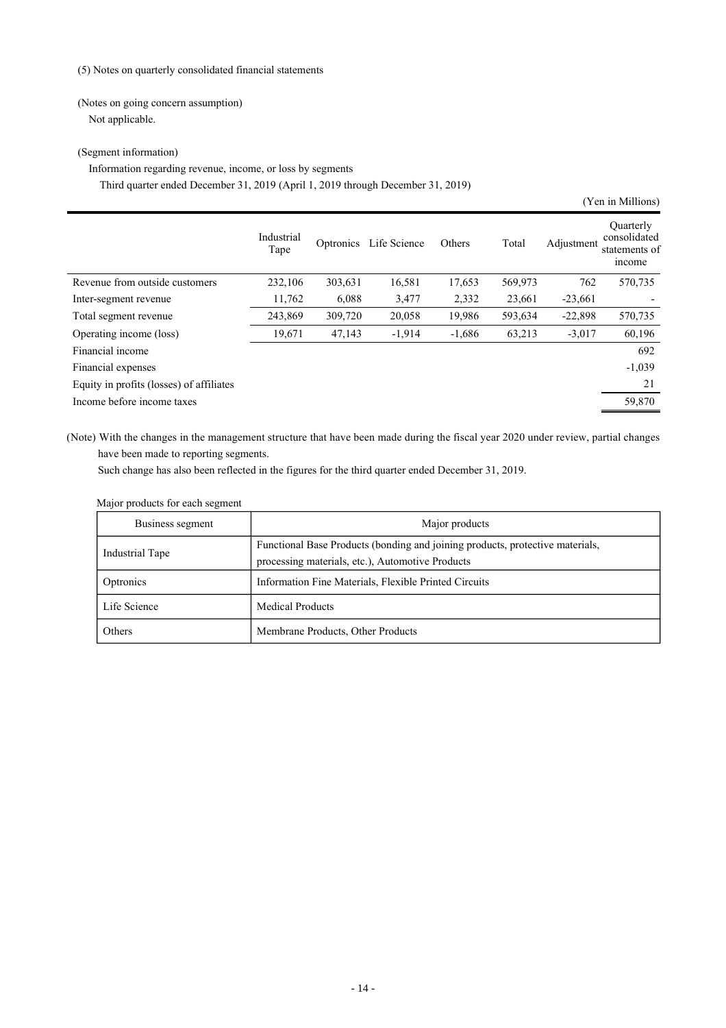(5) Notes on quarterly consolidated financial statements

(Notes on going concern assumption)

Not applicable.

(Segment information)

Information regarding revenue, income, or loss by segments

Third quarter ended December 31, 2019 (April 1, 2019 through December 31, 2019)

(Yen in Millions)

| | Industrial Tape | Optronics | Life Science | Others | Total | Adjustment | Quarterly consolidated statements of income |
|---|---|---|---|---|---|---|---|
| Revenue from outside customers | 232,106 | 303,631 | 16,581 | 17,653 | 569,973 | 762 | 570,735 |
| Inter-segment revenue | 11,762 | 6,088 | 3,477 | 2,332 | 23,661 | -23,661 | - |
| Total segment revenue | 243,869 | 309,720 | 20,058 | 19,986 | 593,634 | -22,898 | 570,735 |
| Operating income (loss) | 19,671 | 47,143 | -1,914 | -1,686 | 63,213 | -3,017 | 60,196 |
| Financial income | | | | | | | 692 |
| Financial expenses | | | | | | | -1,039 |
| Equity in profits (losses) of affiliates | | | | | | | 21 |
| Income before income taxes | | | | | | | 59,870 |

(Note) With the changes in the management structure that have been made during the fiscal year 2020 under review, partial changes have been made to reporting segments.
Such change has also been reflected in the figures for the third quarter ended December 31, 2019.

Major products for each segment

| Business segment | Major products |
|---|---|
| Industrial Tape | Functional Base Products (bonding and joining products, protective materials, processing materials, etc.), Automotive Products |
| Optronics | Information Fine Materials, Flexible Printed Circuits |
| Life Science | Medical Products |
| Others | Membrane Products, Other Products |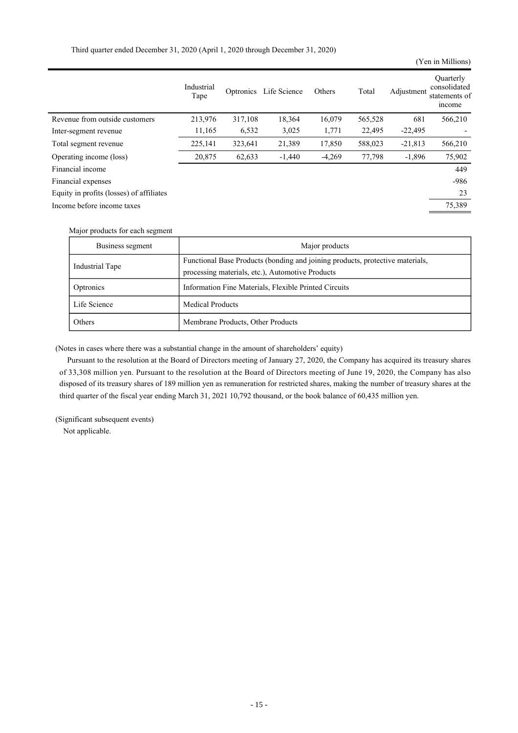Third quarter ended December 31, 2020 (April 1, 2020 through December 31, 2020)

(Yen in Millions)

| | Industrial Tape | Optronics | Life Science | Others | Total | Adjustment | Quarterly consolidated statements of income |
|---|---|---|---|---|---|---|---|
| Revenue from outside customers | 213,976 | 317,108 | 18,364 | 16,079 | 565,528 | 681 | 566,210 |
| Inter-segment revenue | 11,165 | 6,532 | 3,025 | 1,771 | 22,495 | -22,495 | - |
| Total segment revenue | 225,141 | 323,641 | 21,389 | 17,850 | 588,023 | -21,813 | 566,210 |
| Operating income (loss) | 20,875 | 62,633 | -1,440 | -4,269 | 77,798 | -1,896 | 75,902 |
| Financial income | | | | | | | 449 |
| Financial expenses | | | | | | | -986 |
| Equity in profits (losses) of affiliates | | | | | | | 23 |
| Income before income taxes | | | | | | | 75,389 |

Major products for each segment

| Business segment | Major products |
|---|---|
| Industrial Tape | Functional Base Products (bonding and joining products, protective materials, processing materials, etc.), Automotive Products |
| Optronics | Information Fine Materials, Flexible Printed Circuits |
| Life Science | Medical Products |
| Others | Membrane Products, Other Products |

(Notes in cases where there was a substantial change in the amount of shareholders' equity)

Pursuant to the resolution at the Board of Directors meeting of January 27, 2020, the Company has acquired its treasury shares of 33,308 million yen. Pursuant to the resolution at the Board of Directors meeting of June 19, 2020, the Company has also disposed of its treasury shares of 189 million yen as remuneration for restricted shares, making the number of treasury shares at the third quarter of the fiscal year ending March 31, 2021 10,792 thousand, or the book balance of 60,435 million yen.

(Significant subsequent events)

Not applicable.